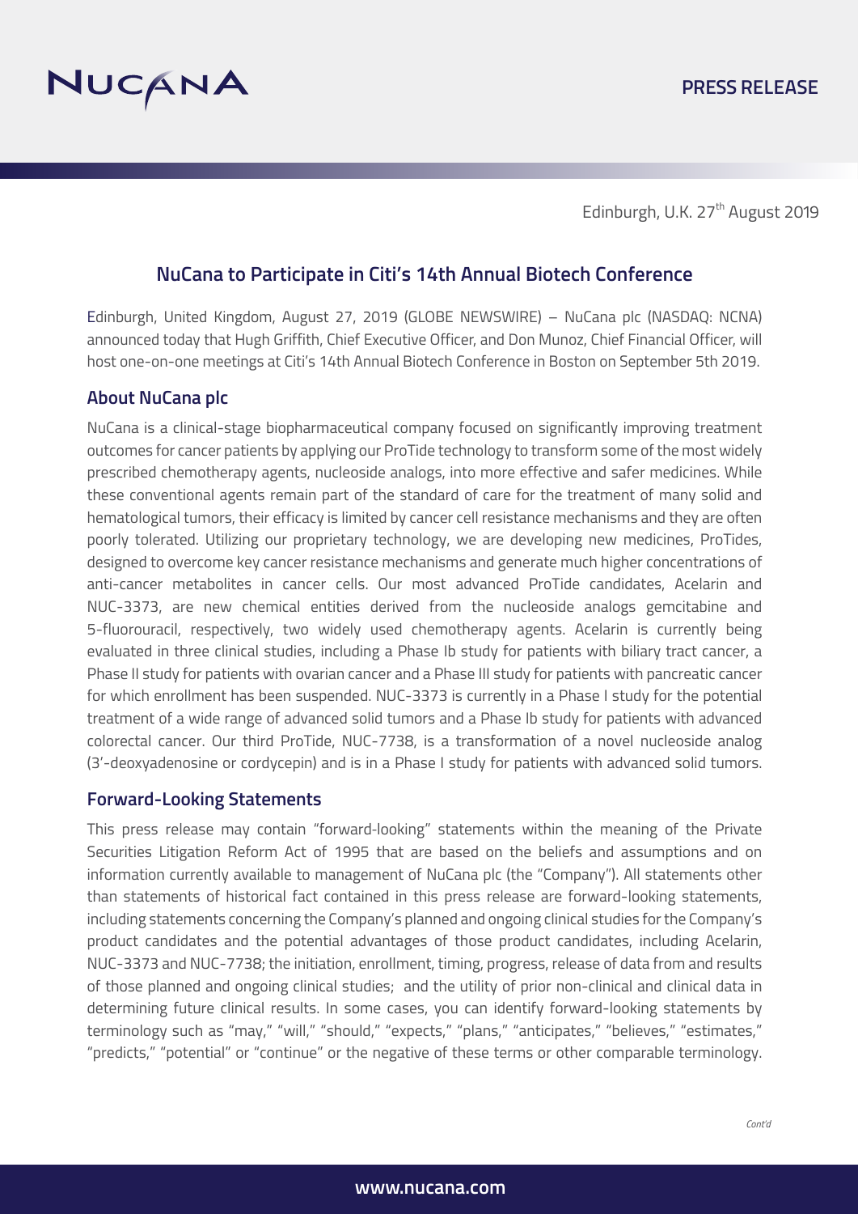NUCANA

**PRESS RELEASE**

Edinburgh, U.K. 27th August 2019

## NuCana to Participate in Citi's 14th Annual Biotech Conference

Edinburgh, United Kingdom, August 27, 2019 (GLOBE NEWSWIRE) – NuCana plc (NASDAQ: NCNA) announced today that Hugh Griffith, Chief Executive Officer, and Don Munoz, Chief Financial Officer, will host one-on-one meetings at Citi's 14th Annual Biotech Conference in Boston on September 5th 2019.

### About NuCana plc

NuCana is a clinical-stage biopharmaceutical company focused on significantly improving treatment outcomes for cancer patients by applying our ProTide technology to transform some of the most widely prescribed chemotherapy agents, nucleoside analogs, into more effective and safer medicines. While these conventional agents remain part of the standard of care for the treatment of many solid and hematological tumors, their efficacy is limited by cancer cell resistance mechanisms and they are often poorly tolerated. Utilizing our proprietary technology, we are developing new medicines, ProTides, designed to overcome key cancer resistance mechanisms and generate much higher concentrations of anti-cancer metabolites in cancer cells. Our most advanced ProTide candidates, Acelarin and NUC-3373, are new chemical entities derived from the nucleoside analogs gemcitabine and 5-fluorouracil, respectively, two widely used chemotherapy agents. Acelarin is currently being evaluated in three clinical studies, including a Phase Ib study for patients with biliary tract cancer, a Phase II study for patients with ovarian cancer and a Phase III study for patients with pancreatic cancer for which enrollment has been suspended. NUC-3373 is currently in a Phase I study for the potential treatment of a wide range of advanced solid tumors and a Phase Ib study for patients with advanced colorectal cancer. Our third ProTide, NUC-7738, is a transformation of a novel nucleoside analog (3'-deoxyadenosine or cordycepin) and is in a Phase I study for patients with advanced solid tumors.

### Forward-Looking Statements

This press release may contain "forward-looking" statements within the meaning of the Private Securities Litigation Reform Act of 1995 that are based on the beliefs and assumptions and on information currently available to management of NuCana plc (the "Company"). All statements other than statements of historical fact contained in this press release are forward-looking statements, including statements concerning the Company's planned and ongoing clinical studies for the Company's product candidates and the potential advantages of those product candidates, including Acelarin, NUC-3373 and NUC-7738; the initiation, enrollment, timing, progress, release of data from and results of those planned and ongoing clinical studies; and the utility of prior non-clinical and clinical data in determining future clinical results. In some cases, you can identify forward-looking statements by terminology such as "may," "will," "should," "expects," "plans," "anticipates," "believes," "estimates," "predicts," "potential" or "continue" or the negative of these terms or other comparable terminology.

*Cont'd*

www.nucana.com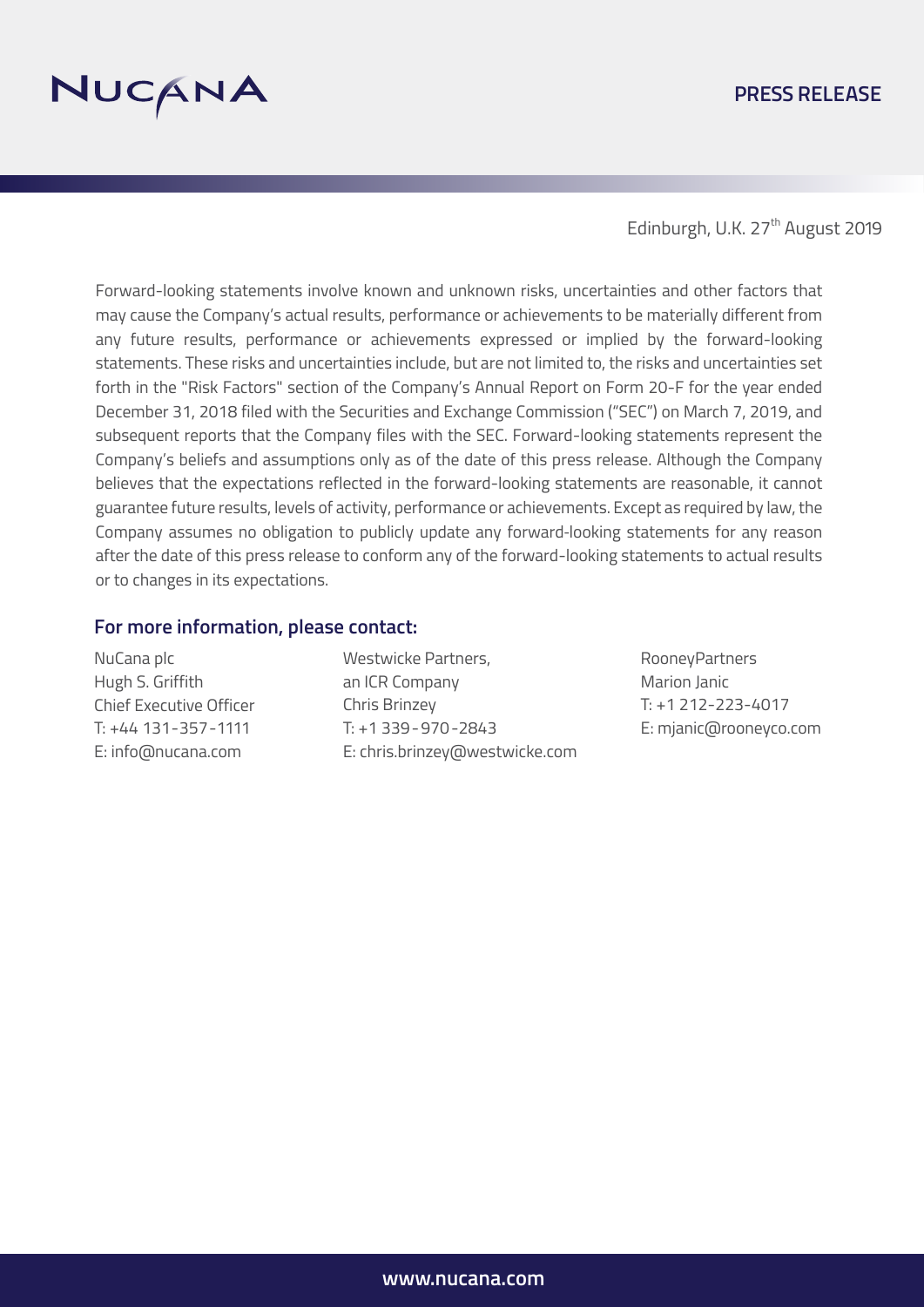Edinburgh, U.K. 27th August 2019

Forward-looking statements involve known and unknown risks, uncertainties and other factors that may cause the Company's actual results, performance or achievements to be materially different from any future results, performance or achievements expressed or implied by the forward-looking statements. These risks and uncertainties include, but are not limited to, the risks and uncertainties set forth in the "Risk Factors" section of the Company's Annual Report on Form 20-F for the year ended December 31, 2018 filed with the Securities and Exchange Commission ("SEC") on March 7, 2019, and subsequent reports that the Company files with the SEC. Forward-looking statements represent the Company's beliefs and assumptions only as of the date of this press release. Although the Company believes that the expectations reflected in the forward-looking statements are reasonable, it cannot guarantee future results, levels of activity, performance or achievements. Except as required by law, the Company assumes no obligation to publicly update any forward-looking statements for any reason after the date of this press release to conform any of the forward-looking statements to actual results or to changes in its expectations.

## For more information, please contact:

NuCana plc
Hugh S. Griffith
Chief Executive Officer
T: +44 131-357-1111
E: info@nucana.com

Westwicke Partners,
an ICR Company
Chris Brinzey
T: +1 339-970-2843
E: chris.brinzey@westwicke.com

RooneyPartners
Marion Janic
T: +1 212-223-4017
E: mjanic@rooneyco.com